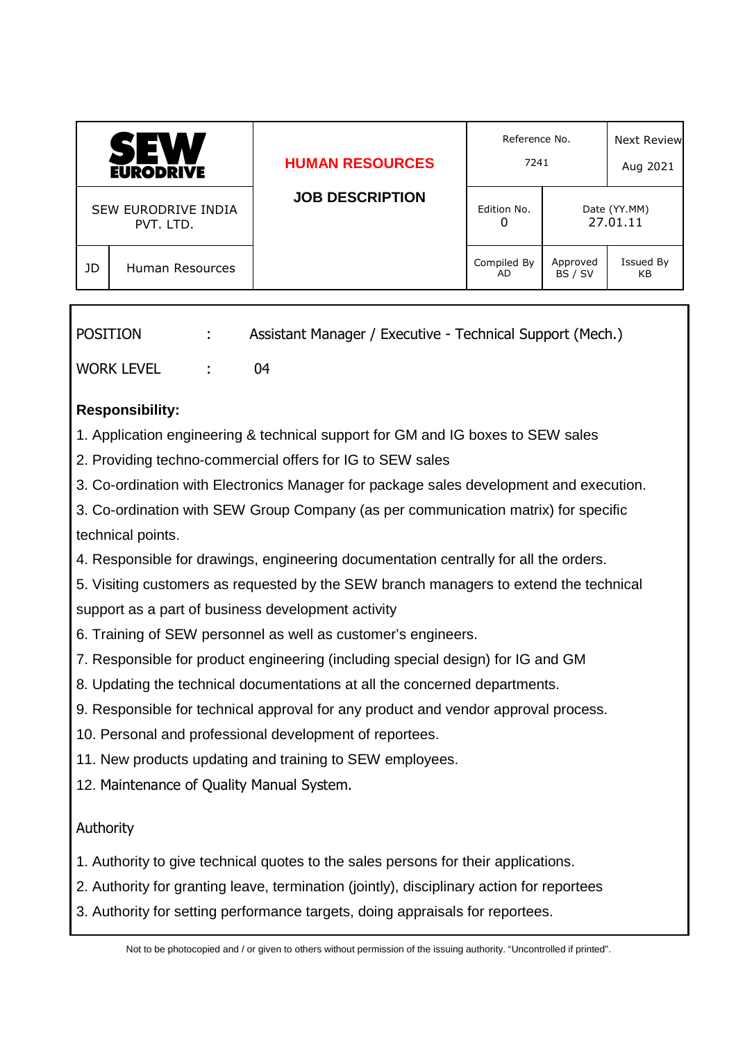| SEW EURODRIVE | HUMAN RESOURCES | Reference No. 7241 | | Next Review Aug 2021 |
|---|---|---|---|---|
| SEW EURODRIVE INDIA PVT. LTD. | JOB DESCRIPTION | Edition No. 0 | Date (YY.MM) 27.01.11 | |
| JD – Human Resources | | Compiled By AD | Approved BS / SV | Issued By KB |

POSITION : Assistant Manager / Executive - Technical Support (Mech.)

WORK LEVEL : 04

**Responsibility:**

1. Application engineering & technical support for GM and IG boxes to SEW sales
2. Providing techno-commercial offers for IG to SEW sales
3. Co-ordination with Electronics Manager for package sales development and execution.
3. Co-ordination with SEW Group Company (as per communication matrix) for specific technical points.
4. Responsible for drawings, engineering documentation centrally for all the orders.
5. Visiting customers as requested by the SEW branch managers to extend the technical support as a part of business development activity
6. Training of SEW personnel as well as customer's engineers.
7. Responsible for product engineering (including special design) for IG and GM
8. Updating the technical documentations at all the concerned departments.
9. Responsible for technical approval for any product and vendor approval process.
10. Personal and professional development of reportees.
11. New products updating and training to SEW employees.
12. Maintenance of Quality Manual System.

Authority

1. Authority to give technical quotes to the sales persons for their applications.
2. Authority for granting leave, termination (jointly), disciplinary action for reportees
3. Authority for setting performance targets, doing appraisals for reportees.

Not to be photocopied and / or given to others without permission of the issuing authority. "Uncontrolled if printed".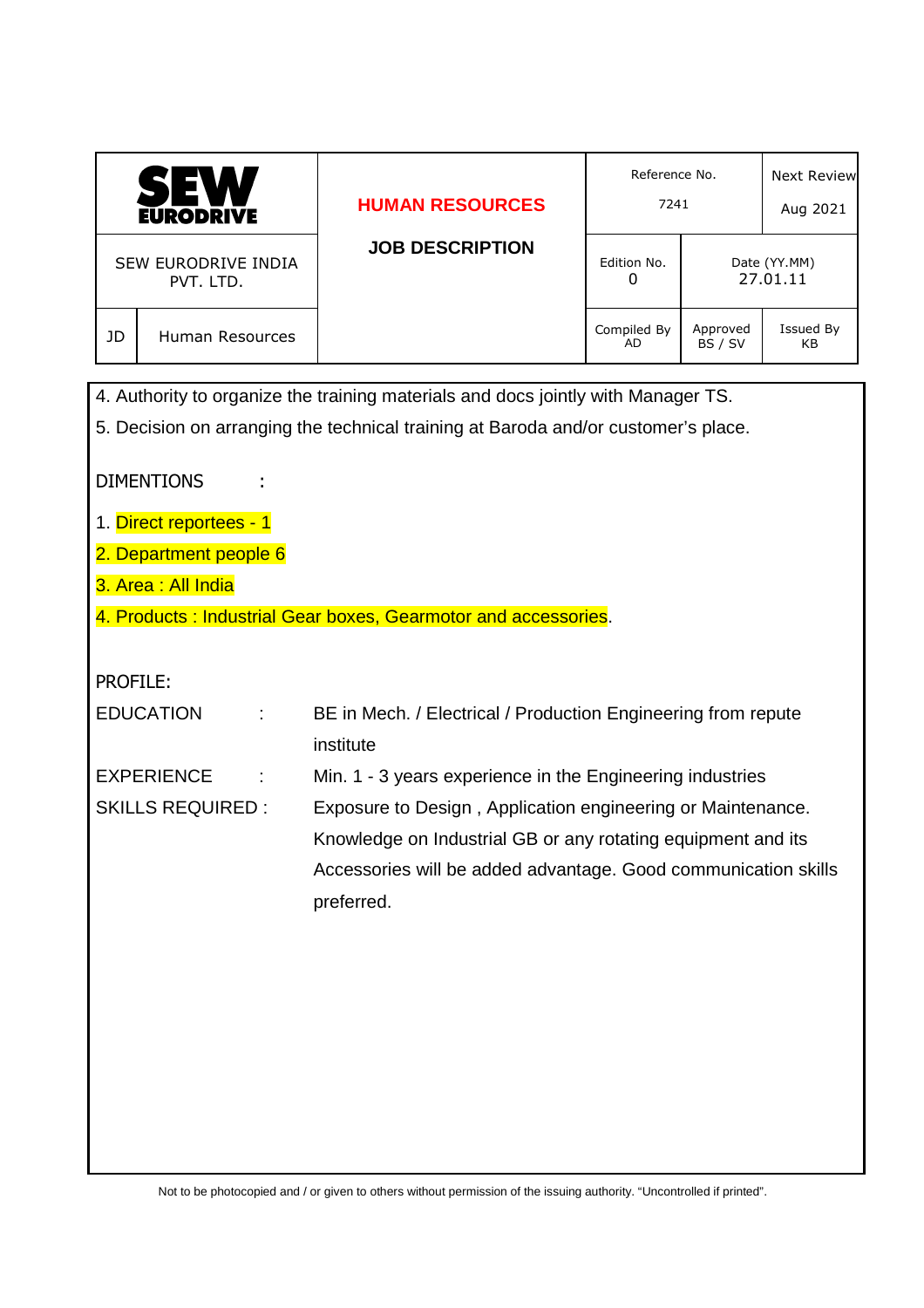| SEW EURODRIVE | HUMAN RESOURCES | Reference No. 7241 | | Next Review Aug 2021 |
|---|---|---|---|---|
| SEW EURODRIVE INDIA PVT. LTD. | JOB DESCRIPTION | Edition No. 0 | Date (YY.MM) 27.01.11 | |
| JD / Human Resources | | Compiled By AD | Approved BS / SV | Issued By KB |

4. Authority to organize the training materials and docs jointly with Manager TS.

5. Decision on arranging the technical training at Baroda and/or customer's place.

DIMENTIONS :

1. Direct reportees - 1
2. Department people 6
3. Area : All India
4. Products : Industrial Gear boxes, Gearmotor and accessories.

PROFILE:

EDUCATION : BE in Mech. / Electrical / Production Engineering from repute institute

EXPERIENCE : Min. 1 - 3 years experience in the Engineering industries

SKILLS REQUIRED : Exposure to Design , Application engineering or Maintenance. Knowledge on Industrial GB or any rotating equipment and its Accessories will be added advantage. Good communication skills preferred.

Not to be photocopied and / or given to others without permission of the issuing authority. "Uncontrolled if printed".